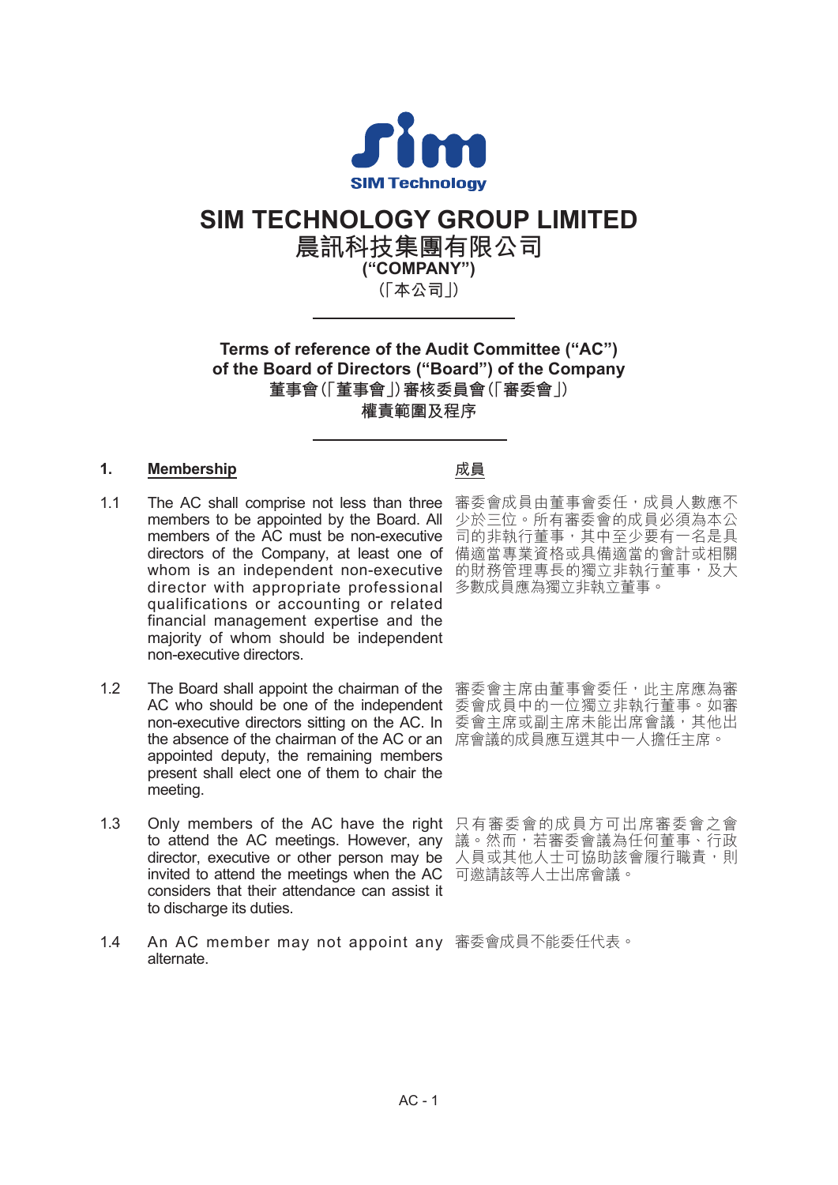SIM Technology

# SIM TECHNOLOGY GROUP LIMITED
# 晨訊科技集團有限公司
**("COMPANY")**
(「本公司」)

---

**Terms of reference of the Audit Committee ("AC") of the Board of Directors ("Board") of the Company**

**董事會(「董事會」)審核委員會(「審委會」)權責範圍及程序**

---

## 1. Membership

## 成員

1.1 The AC shall comprise not less than three members to be appointed by the Board. All members of the AC must be non-executive directors of the Company, at least one of whom is an independent non-executive director with appropriate professional qualifications or accounting or related financial management expertise and the majority of whom should be independent non-executive directors.

審委會成員由董事會委任，成員人數應不少於三位。所有審委會的成員必須為本公司的非執行董事，其中至少要有一名是具備適當專業資格或具備適當的會計或相關的財務管理專長的獨立非執行董事，及大多數成員應為獨立非執立董事。

1.2 The Board shall appoint the chairman of the AC who should be one of the independent non-executive directors sitting on the AC. In the absence of the chairman of the AC or an appointed deputy, the remaining members present shall elect one of them to chair the meeting.

審委會主席由董事會委任，此主席應為審委會成員中的一位獨立非執行董事。如審委會主席或副主席未能出席會議，其他出席會議的成員應互選其中一人擔任主席。

1.3 Only members of the AC have the right to attend the AC meetings. However, any director, executive or other person may be invited to attend the meetings when the AC considers that their attendance can assist it to discharge its duties.

只有審委會的成員方可出席審委會之會議。然而，若審委會議為任何董事、行政人員或其他人士可協助該會履行職責，則可邀請該等人士出席會議。

1.4 An AC member may not appoint any alternate.

審委會成員不能委任代表。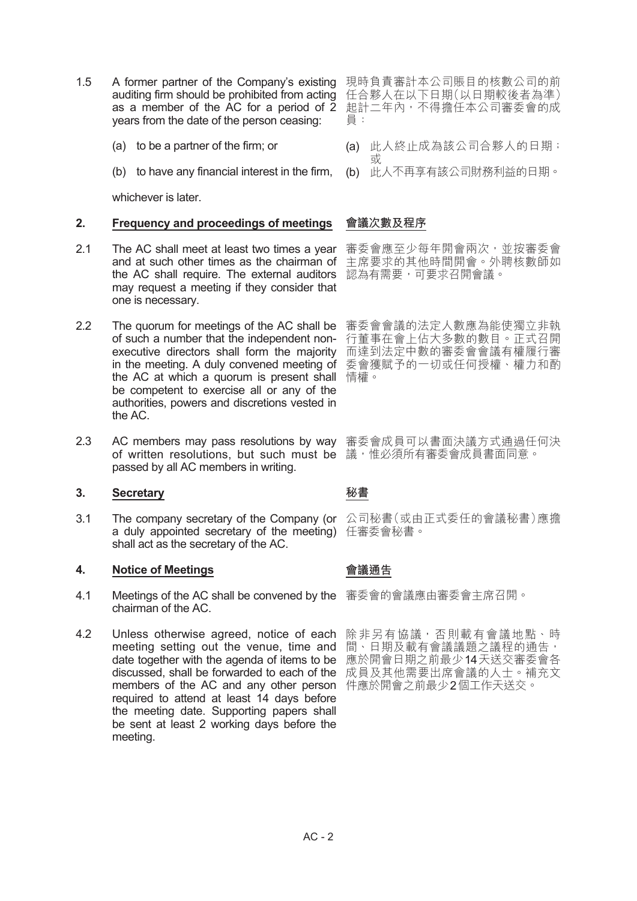1.5 A former partner of the Company's existing auditing firm should be prohibited from acting as a member of the AC for a period of 2 years from the date of the person ceasing:

(a) to be a partner of the firm; or

(b) to have any financial interest in the firm,

whichever is later.

現時負責審計本公司賬目的核數公司的前任合夥人在以下日期（以日期較後者為準）起計二年內，不得擔任本公司審委會的成員：

(a) 此人終止成為該公司合夥人的日期；或

(b) 此人不再享有該公司財務利益的日期。

## 2. Frequency and proceedings of meetings

## 會議次數及程序

2.1 The AC shall meet at least two times a year and at such other times as the chairman of the AC shall require. The external auditors may request a meeting if they consider that one is necessary.

審委會應至少每年開會兩次，並按審委會主席要求的其他時間開會。外聘核數師如認為有需要，可要求召開會議。

2.2 The quorum for meetings of the AC shall be of such a number that the independent non-executive directors shall form the majority in the meeting. A duly convened meeting of the AC at which a quorum is present shall be competent to exercise all or any of the authorities, powers and discretions vested in the AC.

審委會會議的法定人數應為能使獨立非執行董事在會上佔大多數的數目。正式召開而達到法定中數的審委會會議有權履行審委會獲賦予的一切或任何授權、權力和酌情權。

2.3 AC members may pass resolutions by way of written resolutions, but such must be passed by all AC members in writing.

審委會成員可以書面決議方式通過任何決議，惟必須所有審委會成員書面同意。

## 3. Secretary

## 秘書

3.1 The company secretary of the Company (or a duly appointed secretary of the meeting) shall act as the secretary of the AC.

公司秘書（或由正式委任的會議秘書）應擔任審委會秘書。

## 4. Notice of Meetings

## 會議通告

4.1 Meetings of the AC shall be convened by the chairman of the AC.

審委會的會議應由審委會主席召開。

4.2 Unless otherwise agreed, notice of each meeting setting out the venue, time and date together with the agenda of items to be discussed, shall be forwarded to each of the members of the AC and any other person required to attend at least 14 days before the meeting date. Supporting papers shall be sent at least 2 working days before the meeting.

除非另有協議，否則載有會議地點、時間、日期及載有會議議題之議程的通告，應於開會日期之前最少14天送交審委會各成員及其他需要出席會議的人士。補充文件應於開會之前最少2個工作天送交。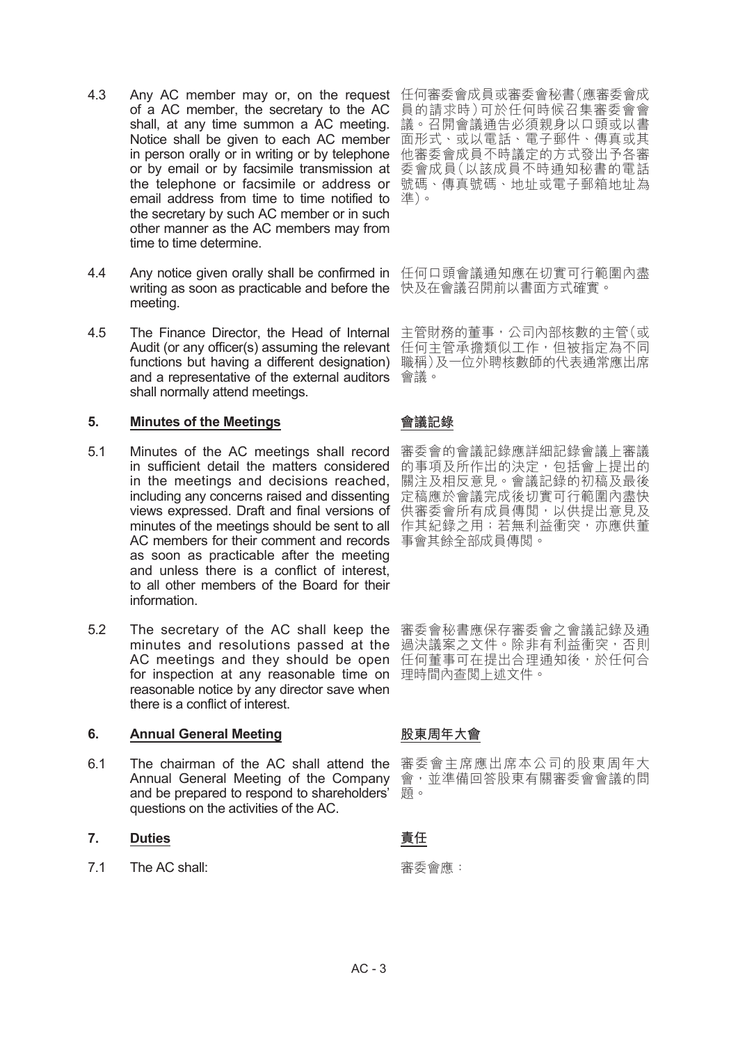4.3 Any AC member may or, on the request of a AC member, the secretary to the AC shall, at any time summon a AC meeting. Notice shall be given to each AC member in person orally or in writing or by telephone or by email or by facsimile transmission at the telephone or facsimile or address or email address from time to time notified to the secretary by such AC member or in such other manner as the AC members may from time to time determine.

任何審委會成員或審委會秘書（應審委會成員的請求時）可於任何時候召集審委會會議。召開會議通告必須親身以口頭或以書面形式、或以電話、電子郵件、傳真或其他審委會成員不時議定的方式發出予各審委會成員（以該成員不時通知秘書的電話號碼、傳真號碼、地址或電子郵箱地址為準）。

4.4 Any notice given orally shall be confirmed in writing as soon as practicable and before the meeting.

任何口頭會議通知應在切實可行範圍內盡快及在會議召開前以書面方式確實。

4.5 The Finance Director, the Head of Internal Audit (or any officer(s) assuming the relevant functions but having a different designation) and a representative of the external auditors shall normally attend meetings.

主管財務的董事，公司內部核數的主管（或任何主管承擔類似工作，但被指定為不同職稱）及一位外聘核數師的代表通常應出席會議。

## 5. Minutes of the Meetings 會議記錄

5.1 Minutes of the AC meetings shall record in sufficient detail the matters considered in the meetings and decisions reached, including any concerns raised and dissenting views expressed. Draft and final versions of minutes of the meetings should be sent to all AC members for their comment and records as soon as practicable after the meeting and unless there is a conflict of interest, to all other members of the Board for their information.

審委會的會議記錄應詳細記錄會議上審議的事項及所作出的決定，包括會上提出的關注及相反意見。會議記錄的初稿及最後定稿應於會議完成後切實可行範圍內盡快供審委會所有成員傳閱，以供提出意見及作其紀錄之用；若無利益衝突，亦應供董事會其餘全部成員傳閱。

5.2 The secretary of the AC shall keep the minutes and resolutions passed at the AC meetings and they should be open for inspection at any reasonable time on reasonable notice by any director save when there is a conflict of interest.

審委會秘書應保存審委會之會議記錄及通過決議案之文件。除非有利益衝突，否則任何董事可在提出合理通知後，於任何合理時間內查閱上述文件。

## 6. Annual General Meeting 股東周年大會

6.1 The chairman of the AC shall attend the Annual General Meeting of the Company and be prepared to respond to shareholders' questions on the activities of the AC.

審委會主席應出席本公司的股東周年大會，並準備回答股東有關審委會會議的問題。

## 7. Duties 責任

7.1 The AC shall:

審委會應：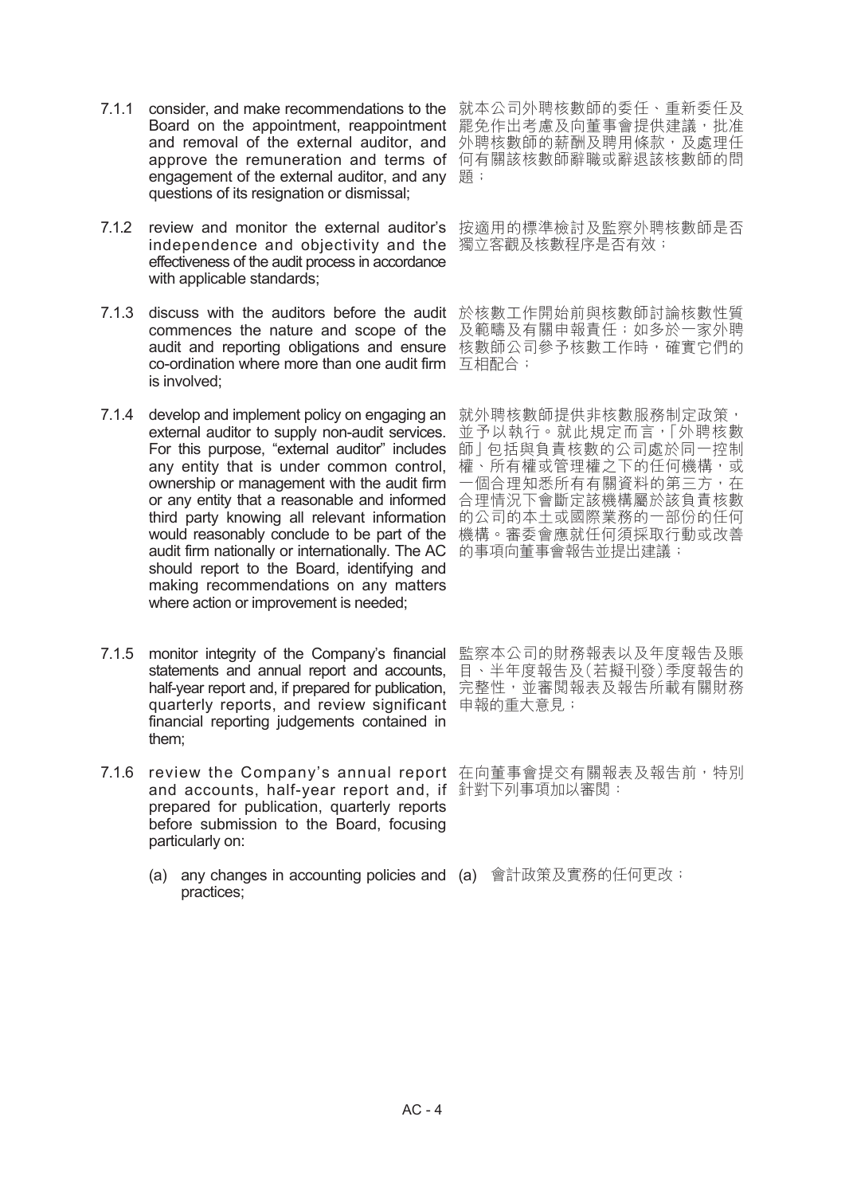7.1.1 consider, and make recommendations to the Board on the appointment, reappointment and removal of the external auditor, and approve the remuneration and terms of engagement of the external auditor, and any questions of its resignation or dismissal;

就本公司外聘核數師的委任、重新委任及罷免作出考慮及向董事會提供建議，批准外聘核數師的薪酬及聘用條款，及處理任何有關該核數師辭職或辭退該核數師的問題；

7.1.2 review and monitor the external auditor's independence and objectivity and the effectiveness of the audit process in accordance with applicable standards;

按適用的標準檢討及監察外聘核數師是否獨立客觀及核數程序是否有效；

7.1.3 discuss with the auditors before the audit commences the nature and scope of the audit and reporting obligations and ensure co-ordination where more than one audit firm is involved;

於核數工作開始前與核數師討論核數性質及範疇及有關申報責任；如多於一家外聘核數師公司參予核數工作時，確實它們的互相配合；

7.1.4 develop and implement policy on engaging an external auditor to supply non-audit services. For this purpose, "external auditor" includes any entity that is under common control, ownership or management with the audit firm or any entity that a reasonable and informed third party knowing all relevant information would reasonably conclude to be part of the audit firm nationally or internationally. The AC should report to the Board, identifying and making recommendations on any matters where action or improvement is needed;

就外聘核數師提供非核數服務制定政策，並予以執行。就此規定而言，「外聘核數師」包括與負責核數的公司處於同一控制權、所有權或管理權之下的任何機構，或一個合理知悉所有有關資料的第三方，在合理情況下會斷定該機構屬於該負責核數的公司的本土或國際業務的一部份的任何機構。審委會應就任何須採取行動或改善的事項向董事會報告並提出建議；

7.1.5 monitor integrity of the Company's financial statements and annual report and accounts, half-year report and, if prepared for publication, quarterly reports, and review significant financial reporting judgements contained in them;

監察本公司的財務報表以及年度報告及賬目、半年度報告及(若擬刊發)季度報告的完整性，並審閱報表及報告所載有關財務申報的重大意見；

7.1.6 review the Company's annual report and accounts, half-year report and, if prepared for publication, quarterly reports before submission to the Board, focusing particularly on:

在向董事會提交有關報表及報告前，特別針對下列事項加以審閱：

(a) any changes in accounting policies and practices;

(a) 會計政策及實務的任何更改；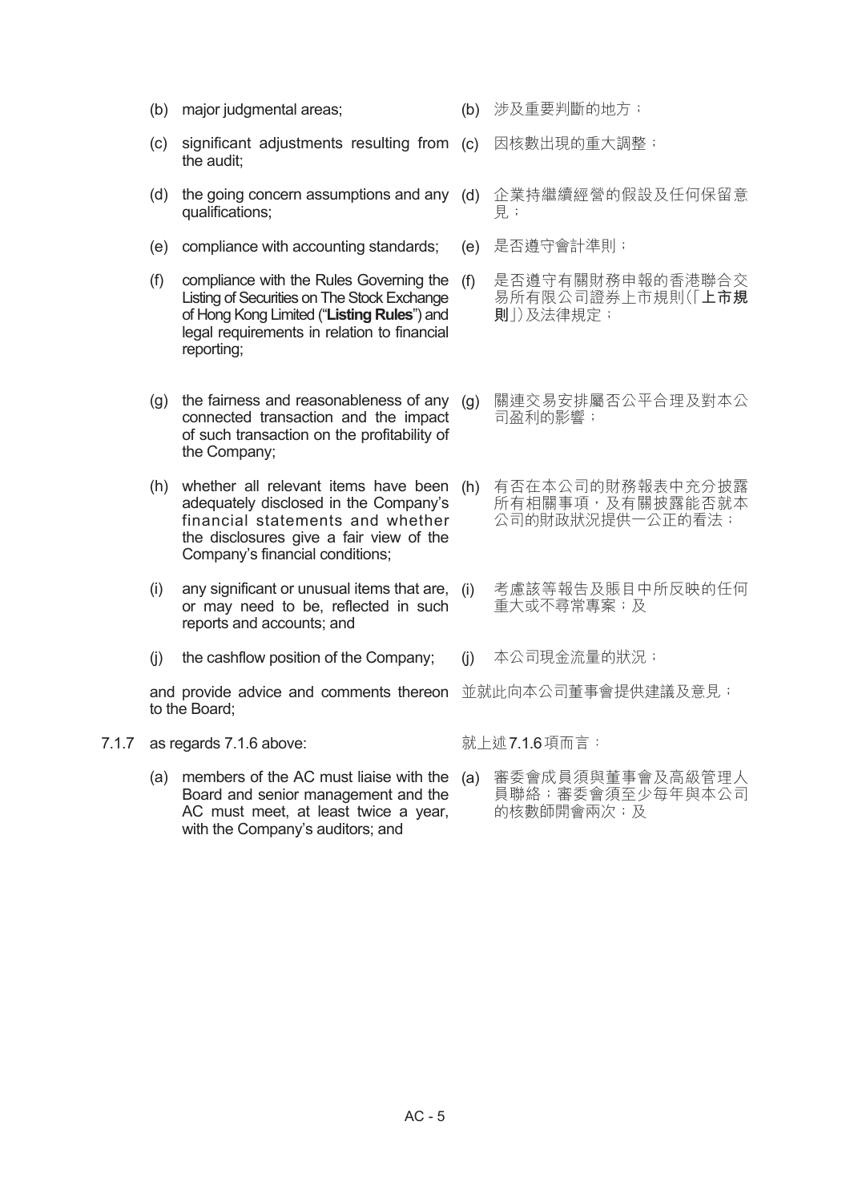(b) major judgmental areas;

(c) significant adjustments resulting from the audit;

(d) the going concern assumptions and any qualifications;

(e) compliance with accounting standards;

(f) compliance with the Rules Governing the Listing of Securities on The Stock Exchange of Hong Kong Limited ("**Listing Rules**") and legal requirements in relation to financial reporting;

(g) the fairness and reasonableness of any connected transaction and the impact of such transaction on the profitability of the Company;

(h) whether all relevant items have been adequately disclosed in the Company's financial statements and whether the disclosures give a fair view of the Company's financial conditions;

(i) any significant or unusual items that are, or may need to be, reflected in such reports and accounts; and

(j) the cashflow position of the Company;

and provide advice and comments thereon to the Board;

7.1.7 as regards 7.1.6 above:

(a) members of the AC must liaise with the Board and senior management and the AC must meet, at least twice a year, with the Company's auditors; and

(b) 涉及重要判斷的地方；

(c) 因核數出現的重大調整；

(d) 企業持繼續經營的假設及任何保留意見；

(e) 是否遵守會計準則；

(f) 是否遵守有關財務申報的香港聯合交易所有限公司證券上市規則(「**上市規則**」)及法律規定；

(g) 關連交易安排屬否公平合理及對本公司盈利的影響；

(h) 有否在本公司的財務報表中充分披露所有相關事項，及有關披露能否就本公司的財政狀況提供一公正的看法；

(i) 考慮該等報告及賬目中所反映的任何重大或不尋常專案；及

(j) 本公司現金流量的狀況；

並就此向本公司董事會提供建議及意見；

就上述7.1.6項而言：

(a) 審委會成員須與董事會及高級管理人員聯絡；審委會須至少每年與本公司的核數師開會兩次；及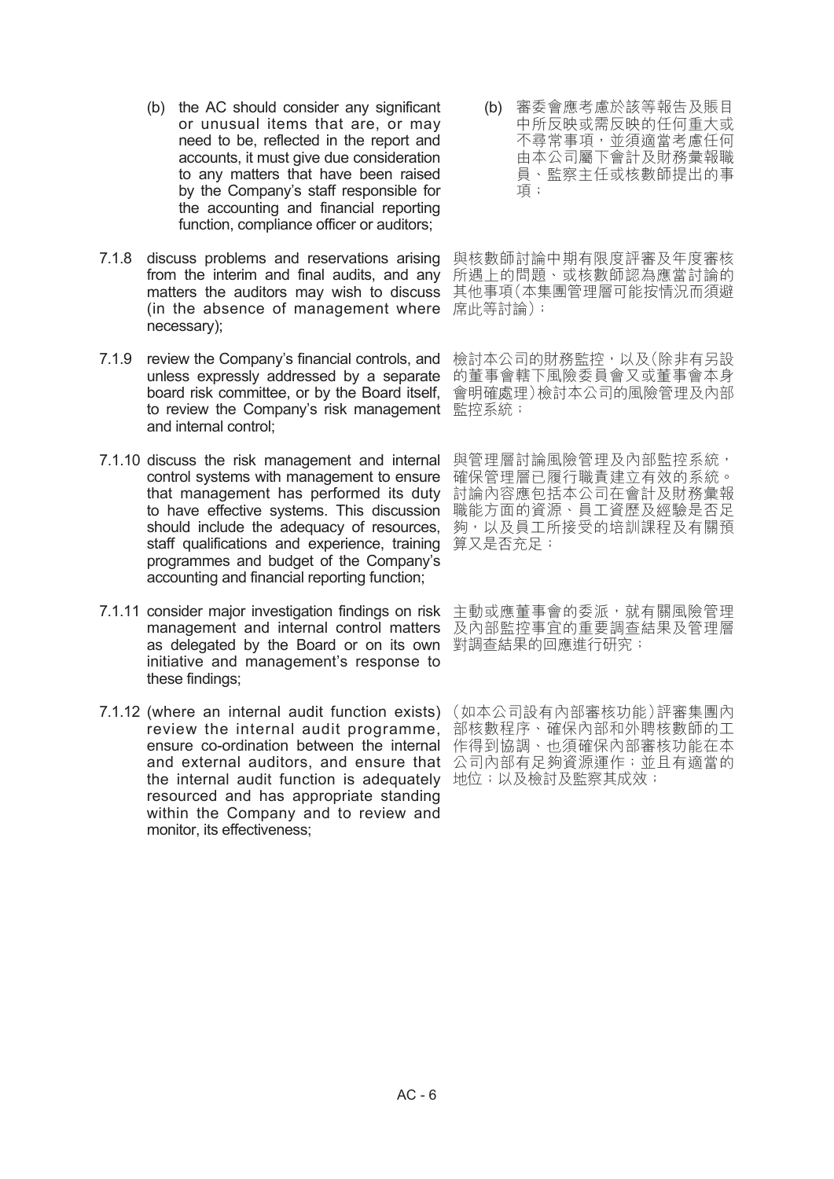(b) the AC should consider any significant or unusual items that are, or may need to be, reflected in the report and accounts, it must give due consideration to any matters that have been raised by the Company's staff responsible for the accounting and financial reporting function, compliance officer or auditors;

(b) 審委會應考慮於該等報告及賬目中所反映或需反映的任何重大或不尋常事項，並須適當考慮任何由本公司屬下會計及財務彙報職員、監察主任或核數師提出的事項；

7.1.8 discuss problems and reservations arising from the interim and final audits, and any matters the auditors may wish to discuss (in the absence of management where necessary);

與核數師討論中期有限度評審及年度審核所遇上的問題、或核數師認為應當討論的其他事項（本集團管理層可能按情況而須避席此等討論）；

7.1.9 review the Company's financial controls, and unless expressly addressed by a separate board risk committee, or by the Board itself, to review the Company's risk management and internal control;

檢討本公司的財務監控，以及（除非有另設的董事會轄下風險委員會又或董事會本身會明確處理）檢討本公司的風險管理及內部監控系統；

7.1.10 discuss the risk management and internal control systems with management to ensure that management has performed its duty to have effective systems. This discussion should include the adequacy of resources, staff qualifications and experience, training programmes and budget of the Company's accounting and financial reporting function;

與管理層討論風險管理及內部監控系統，確保管理層已履行職責建立有效的系統。討論內容應包括本公司在會計及財務彙報職能方面的資源、員工資歷及經驗是否足夠，以及員工所接受的培訓課程及有關預算又是否充足；

7.1.11 consider major investigation findings on risk management and internal control matters as delegated by the Board or on its own initiative and management's response to these findings;

主動或應董事會的委派，就有關風險管理及內部監控事宜的重要調查結果及管理層對調查結果的回應進行研究；

7.1.12 (where an internal audit function exists) review the internal audit programme, ensure co-ordination between the internal and external auditors, and ensure that the internal audit function is adequately resourced and has appropriate standing within the Company and to review and monitor, its effectiveness;

（如本公司設有內部審核功能）評審集團內部核數程序、確保內部和外聘核數師的工作得到協調、也須確保內部審核功能在本公司內部有足夠資源運作；並且有適當的地位；以及檢討及監察其成效；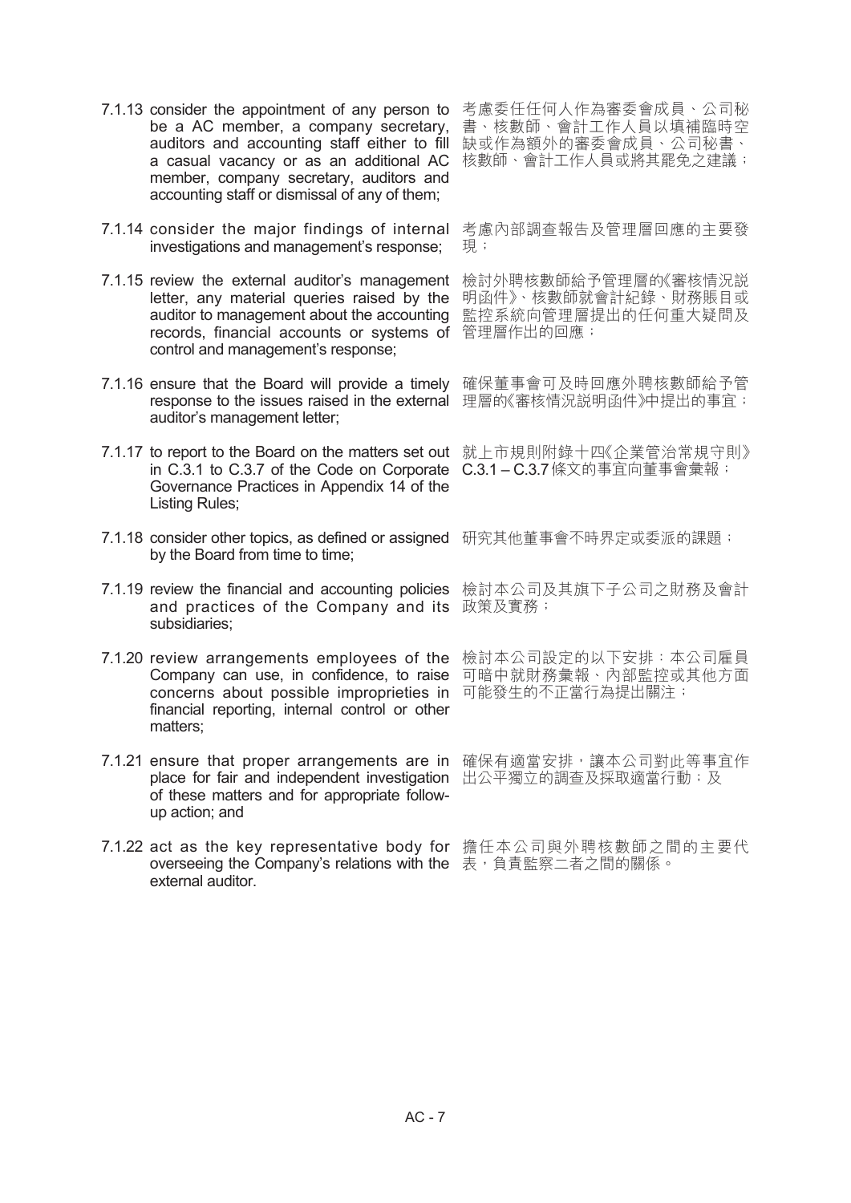7.1.13 consider the appointment of any person to be a AC member, a company secretary, auditors and accounting staff either to fill a casual vacancy or as an additional AC member, company secretary, auditors and accounting staff or dismissal of any of them;

考慮委任任何人作為審委會成員、公司秘書、核數師、會計工作人員以填補臨時空缺或作為額外的審委會成員、公司秘書、核數師、會計工作人員或將其罷免之建議；

7.1.14 consider the major findings of internal investigations and management's response;

考慮內部調查報告及管理層回應的主要發現；

7.1.15 review the external auditor's management letter, any material queries raised by the auditor to management about the accounting records, financial accounts or systems of control and management's response;

檢討外聘核數師給予管理層的《審核情況説明函件》、核數師就會計紀錄、財務賬目或監控系統向管理層提出的任何重大疑問及管理層作出的回應；

7.1.16 ensure that the Board will provide a timely response to the issues raised in the external auditor's management letter;

確保董事會可及時回應外聘核數師給予管理層的《審核情況説明函件》中提出的事宜；

7.1.17 to report to the Board on the matters set out in C.3.1 to C.3.7 of the Code on Corporate Governance Practices in Appendix 14 of the Listing Rules;

就上市規則附錄十四《企業管治常規守則》C.3.1 – C.3.7條文的事宜向董事會彙報；

7.1.18 consider other topics, as defined or assigned by the Board from time to time;

研究其他董事會不時界定或委派的課題；

7.1.19 review the financial and accounting policies and practices of the Company and its subsidiaries;

檢討本公司及其旗下子公司之財務及會計政策及實務；

7.1.20 review arrangements employees of the Company can use, in confidence, to raise concerns about possible improprieties in financial reporting, internal control or other matters;

檢討本公司設定的以下安排：本公司雇員可暗中就財務彙報、內部監控或其他方面可能發生的不正當行為提出關注；

7.1.21 ensure that proper arrangements are in place for fair and independent investigation of these matters and for appropriate follow-up action; and

確保有適當安排，讓本公司對此等事宜作出公平獨立的調查及採取適當行動；及

7.1.22 act as the key representative body for overseeing the Company's relations with the external auditor.

擔任本公司與外聘核數師之間的主要代表，負責監察二者之間的關係。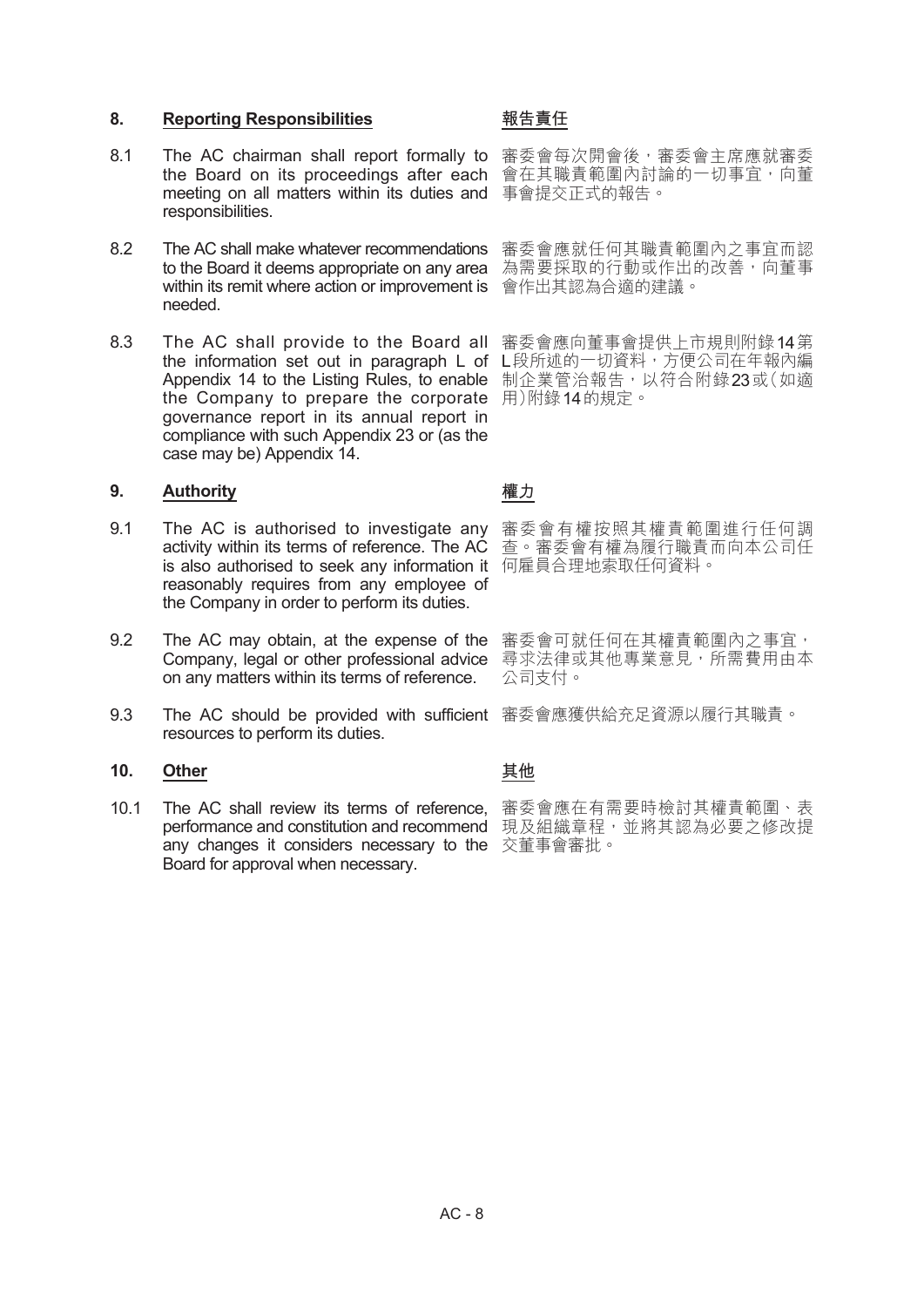## 8. Reporting Responsibilities 報告責任

8.1 The AC chairman shall report formally to the Board on its proceedings after each meeting on all matters within its duties and responsibilities.

審委會每次開會後，審委會主席應就審委會在其職責範圍內討論的一切事宜，向董事會提交正式的報告。

8.2 The AC shall make whatever recommendations to the Board it deems appropriate on any area within its remit where action or improvement is needed.

審委會應就任何其職責範圍內之事宜而認為需要採取的行動或作出的改善，向董事會作出其認為合適的建議。

8.3 The AC shall provide to the Board all the information set out in paragraph L of Appendix 14 to the Listing Rules, to enable the Company to prepare the corporate governance report in its annual report in compliance with such Appendix 23 or (as the case may be) Appendix 14.

審委會應向董事會提供上市規則附錄14第L段所述的一切資料，方便公司在年報內編制企業管治報告，以符合附錄23或（如適用）附錄14的規定。

## 9. Authority 權力

9.1 The AC is authorised to investigate any activity within its terms of reference. The AC is also authorised to seek any information it reasonably requires from any employee of the Company in order to perform its duties.

審委會有權按照其權責範圍進行任何調查。審委會有權為履行職責而向本公司任何雇員合理地索取任何資料。

9.2 The AC may obtain, at the expense of the Company, legal or other professional advice on any matters within its terms of reference.

審委會可就任何在其權責範圍內之事宜，尋求法律或其他專業意見，所需費用由本公司支付。

9.3 The AC should be provided with sufficient resources to perform its duties.

審委會應獲供給充足資源以履行其職責。

## 10. Other 其他

10.1 The AC shall review its terms of reference, performance and constitution and recommend any changes it considers necessary to the Board for approval when necessary.

審委會應在有需要時檢討其權責範圍、表現及組織章程，並將其認為必要之修改提交董事會審批。